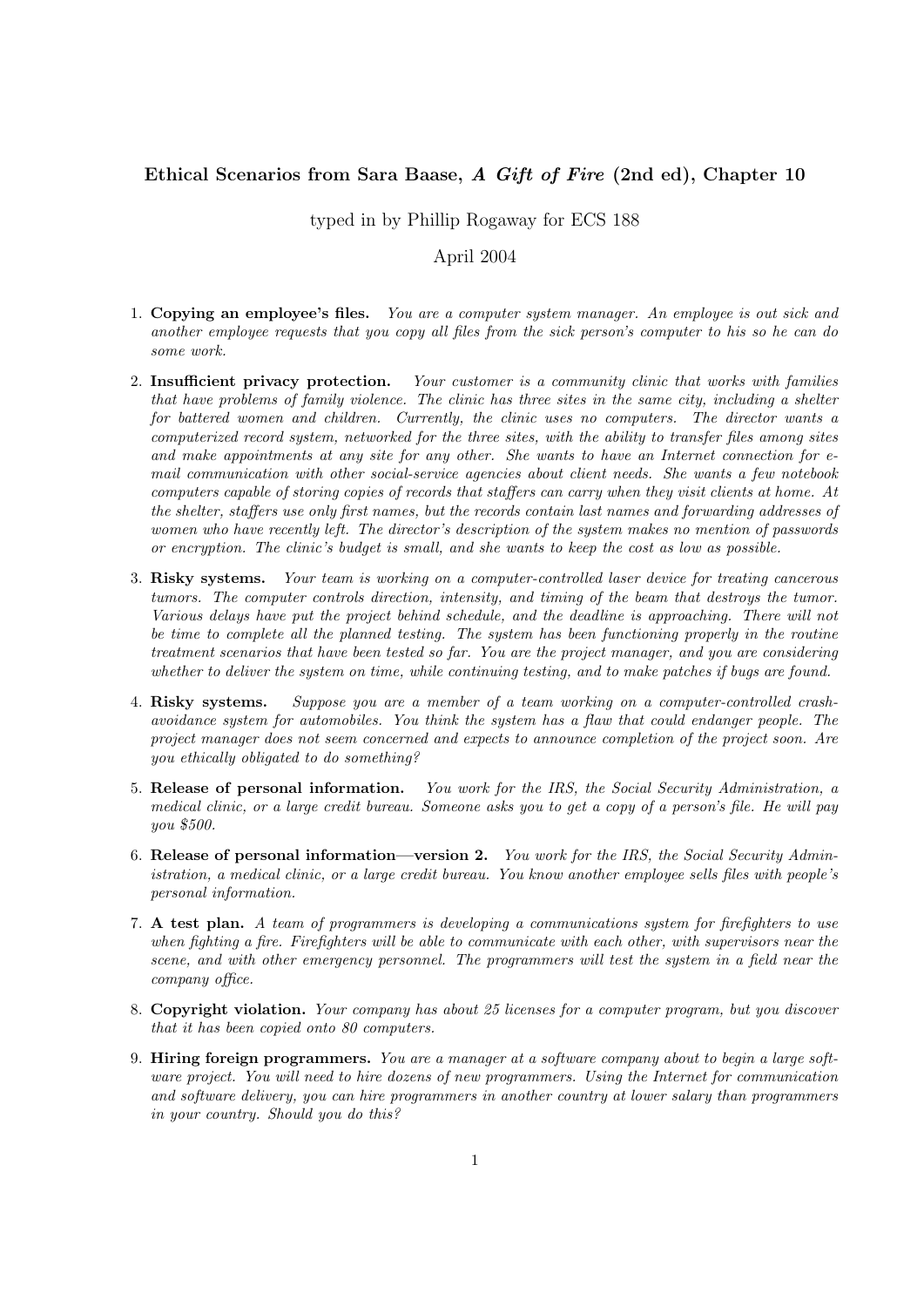# Ethical Scenarios from Sara Baase, *A Gift of Fire* (2nd ed), Chapter 10

typed in by Phillip Rogaway for ECS 188

April 2004

1. **Copying an employee's files.** *You are a computer system manager. An employee is out sick and another employee requests that you copy all files from the sick person's computer to his so he can do some work.*

2. **Insufficient privacy protection.** *Your customer is a community clinic that works with families that have problems of family violence. The clinic has three sites in the same city, including a shelter for battered women and children. Currently, the clinic uses no computers. The director wants a computerized record system, networked for the three sites, with the ability to transfer files among sites and make appointments at any site for any other. She wants to have an Internet connection for e-mail communication with other social-service agencies about client needs. She wants a few notebook computers capable of storing copies of records that staffers can carry when they visit clients at home. At the shelter, staffers use only first names, but the records contain last names and forwarding addresses of women who have recently left. The director's description of the system makes no mention of passwords or encryption. The clinic's budget is small, and she wants to keep the cost as low as possible.*

3. **Risky systems.** *Your team is working on a computer-controlled laser device for treating cancerous tumors. The computer controls direction, intensity, and timing of the beam that destroys the tumor. Various delays have put the project behind schedule, and the deadline is approaching. There will not be time to complete all the planned testing. The system has been functioning properly in the routine treatment scenarios that have been tested so far. You are the project manager, and you are considering whether to deliver the system on time, while continuing testing, and to make patches if bugs are found.*

4. **Risky systems.** *Suppose you are a member of a team working on a computer-controlled crash-avoidance system for automobiles. You think the system has a flaw that could endanger people. The project manager does not seem concerned and expects to announce completion of the project soon. Are you ethically obligated to do something?*

5. **Release of personal information.** *You work for the IRS, the Social Security Administration, a medical clinic, or a large credit bureau. Someone asks you to get a copy of a person's file. He will pay you $500.*

6. **Release of personal information—version 2.** *You work for the IRS, the Social Security Administration, a medical clinic, or a large credit bureau. You know another employee sells files with people's personal information.*

7. **A test plan.** *A team of programmers is developing a communications system for firefighters to use when fighting a fire. Firefighters will be able to communicate with each other, with supervisors near the scene, and with other emergency personnel. The programmers will test the system in a field near the company office.*

8. **Copyright violation.** *Your company has about 25 licenses for a computer program, but you discover that it has been copied onto 80 computers.*

9. **Hiring foreign programmers.** *You are a manager at a software company about to begin a large software project. You will need to hire dozens of new programmers. Using the Internet for communication and software delivery, you can hire programmers in another country at lower salary than programmers in your country. Should you do this?*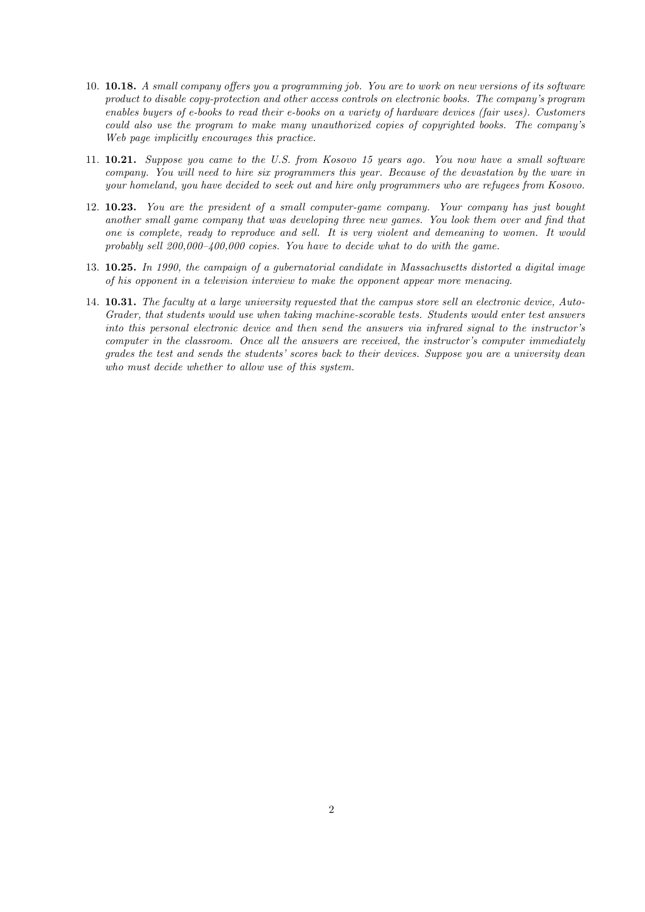10. **10.18.** *A small company offers you a programming job. You are to work on new versions of its software product to disable copy-protection and other access controls on electronic books. The company's program enables buyers of e-books to read their e-books on a variety of hardware devices (fair uses). Customers could also use the program to make many unauthorized copies of copyrighted books. The company's Web page implicitly encourages this practice.*

11. **10.21.** *Suppose you came to the U.S. from Kosovo 15 years ago. You now have a small software company. You will need to hire six programmers this year. Because of the devastation by the ware in your homeland, you have decided to seek out and hire only programmers who are refugees from Kosovo.*

12. **10.23.** *You are the president of a small computer-game company. Your company has just bought another small game company that was developing three new games. You look them over and find that one is complete, ready to reproduce and sell. It is very violent and demeaning to women. It would probably sell 200,000–400,000 copies. You have to decide what to do with the game.*

13. **10.25.** *In 1990, the campaign of a gubernatorial candidate in Massachusetts distorted a digital image of his opponent in a television interview to make the opponent appear more menacing.*

14. **10.31.** *The faculty at a large university requested that the campus store sell an electronic device, Auto-Grader, that students would use when taking machine-scorable tests. Students would enter test answers into this personal electronic device and then send the answers via infrared signal to the instructor's computer in the classroom. Once all the answers are received, the instructor's computer immediately grades the test and sends the students' scores back to their devices. Suppose you are a university dean who must decide whether to allow use of this system.*